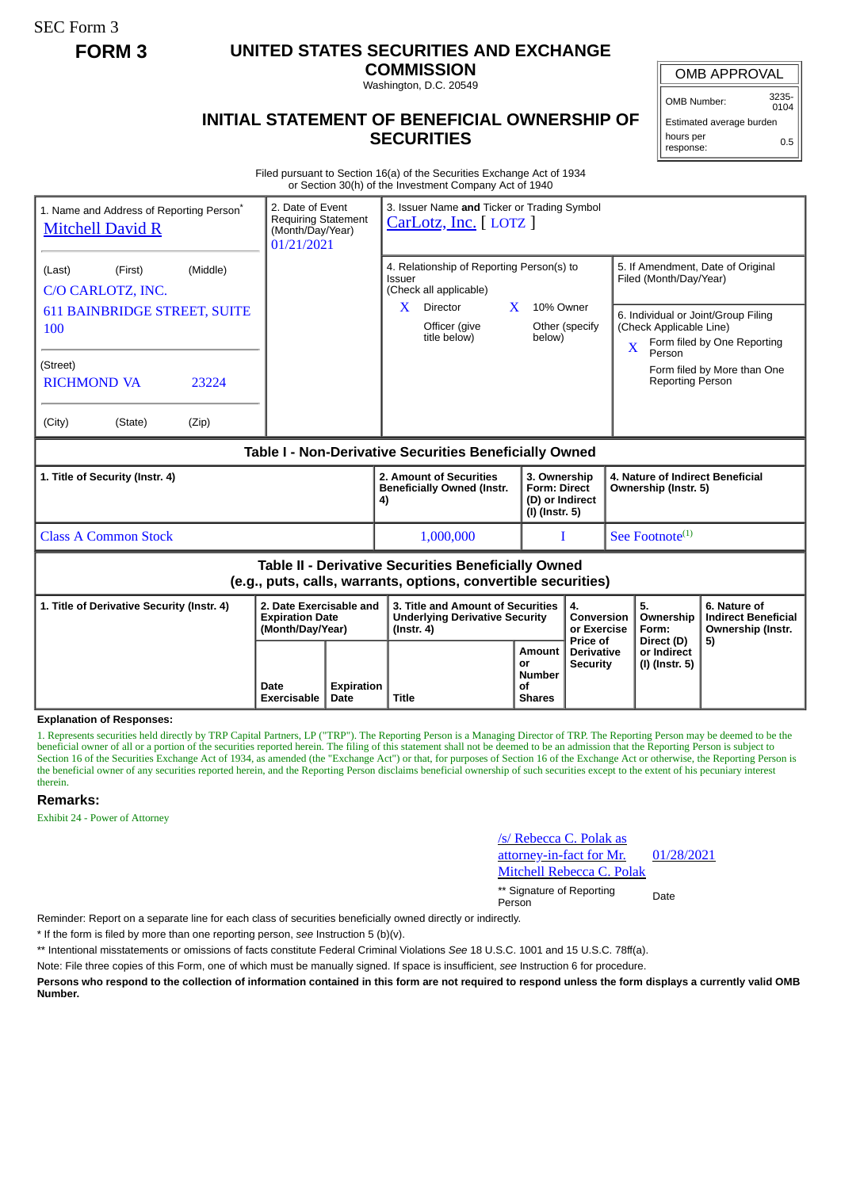SEC Form 3

**FORM 3**

# UNITED STATES SECURITIES AND EXCHANGE COMMISSION

Washington, D.C. 20549

## INITIAL STATEMENT OF BENEFICIAL OWNERSHIP OF SECURITIES

| OMB APPROVAL | |
|---|---|
| OMB Number: | 3235-0104 |
| Estimated average burden | |
| hours per response: | 0.5 |

Filed pursuant to Section 16(a) of the Securities Exchange Act of 1934
or Section 30(h) of the Investment Company Act of 1940

| 1. Name and Address of Reporting Person* | 2. Date of Event Requiring Statement (Month/Day/Year) | 3. Issuer Name **and** Ticker or Trading Symbol |
|---|---|---|
| Mitchell David R | 01/21/2021 | CarLotz, Inc. [ LOTZ ] |
| (Last) (First) (Middle) C/O CARLOTZ, INC. 611 BAINBRIDGE STREET, SUITE 100 | | 4. Relationship of Reporting Person(s) to Issuer (Check all applicable) X Director X 10% Owner Officer (give title below) Other (specify below) |
| (Street) RICHMOND VA 23224 | | 5. If Amendment, Date of Original Filed (Month/Day/Year) |
| (City) (State) (Zip) | | 6. Individual or Joint/Group Filing (Check Applicable Line) X Form filed by One Reporting Person; Form filed by More than One Reporting Person |

### Table I - Non-Derivative Securities Beneficially Owned

| 1. Title of Security (Instr. 4) | 2. Amount of Securities Beneficially Owned (Instr. 4) | 3. Ownership Form: Direct (D) or Indirect (I) (Instr. 5) | 4. Nature of Indirect Beneficial Ownership (Instr. 5) |
|---|---|---|---|
| Class A Common Stock | 1,000,000 | I | See Footnote[1] |

### Table II - Derivative Securities Beneficially Owned (e.g., puts, calls, warrants, options, convertible securities)

| 1. Title of Derivative Security (Instr. 4) | 2. Date Exercisable and Expiration Date (Month/Day/Year) | | 3. Title and Amount of Securities Underlying Derivative Security (Instr. 4) | | 4. Conversion or Exercise Price of Derivative Security | 5. Ownership Form: Direct (D) or Indirect (I) (Instr. 5) | 6. Nature of Indirect Beneficial Ownership (Instr. 5) |
|---|---|---|---|---|---|---|---|
| | Date Exercisable | Expiration Date | Title | Amount or Number of Shares | | | |

**Explanation of Responses:**

1. Represents securities held directly by TRP Capital Partners, LP ("TRP"). The Reporting Person is a Managing Director of TRP. The Reporting Person may be deemed to be the beneficial owner of all or a portion of the securities reported herein. The filing of this statement shall not be deemed to be an admission that the Reporting Person is subject to Section 16 of the Securities Exchange Act of 1934, as amended (the "Exchange Act") or that, for purposes of Section 16 of the Exchange Act or otherwise, the Reporting Person is the beneficial owner of any securities reported herein, and the Reporting Person disclaims beneficial ownership of such securities except to the extent of his pecuniary interest therein.

**Remarks:**

Exhibit 24 - Power of Attorney

| /s/ Rebecca C. Polak as attorney-in-fact for Mr. Mitchell Rebecca C. Polak | 01/28/2021 |
|---|---|
| ** Signature of Reporting Person | Date |

Reminder: Report on a separate line for each class of securities beneficially owned directly or indirectly.

* If the form is filed by more than one reporting person, *see* Instruction 5 (b)(v).

** Intentional misstatements or omissions of facts constitute Federal Criminal Violations *See* 18 U.S.C. 1001 and 15 U.S.C. 78ff(a).

Note: File three copies of this Form, one of which must be manually signed. If space is insufficient, *see* Instruction 6 for procedure.

**Persons who respond to the collection of information contained in this form are not required to respond unless the form displays a currently valid OMB Number.**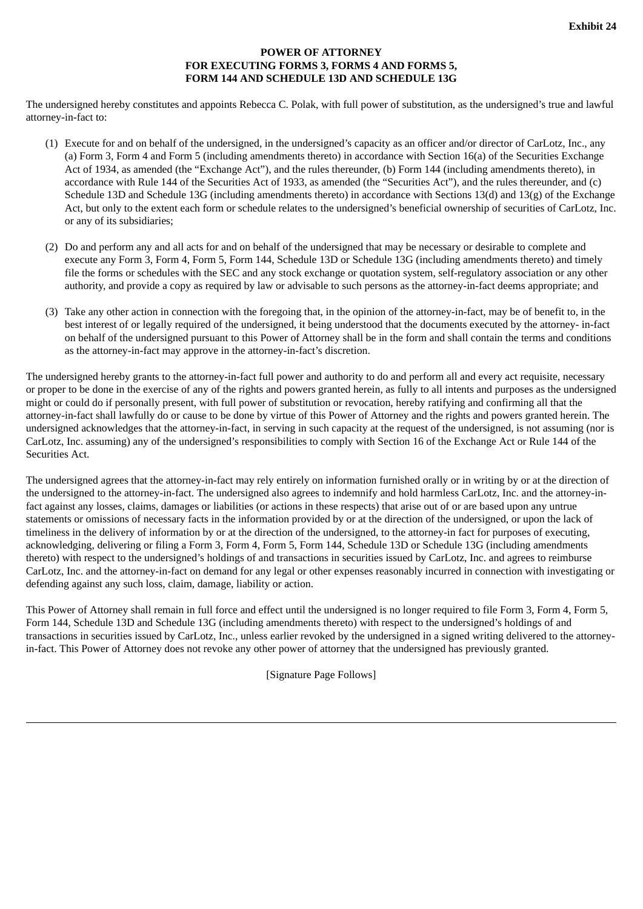**Exhibit 24**

**POWER OF ATTORNEY**
**FOR EXECUTING FORMS 3, FORMS 4 AND FORMS 5,**
**FORM 144 AND SCHEDULE 13D AND SCHEDULE 13G**

The undersigned hereby constitutes and appoints Rebecca C. Polak, with full power of substitution, as the undersigned's true and lawful attorney-in-fact to:

(1) Execute for and on behalf of the undersigned, in the undersigned's capacity as an officer and/or director of CarLotz, Inc., any (a) Form 3, Form 4 and Form 5 (including amendments thereto) in accordance with Section 16(a) of the Securities Exchange Act of 1934, as amended (the "Exchange Act"), and the rules thereunder, (b) Form 144 (including amendments thereto), in accordance with Rule 144 of the Securities Act of 1933, as amended (the "Securities Act"), and the rules thereunder, and (c) Schedule 13D and Schedule 13G (including amendments thereto) in accordance with Sections 13(d) and 13(g) of the Exchange Act, but only to the extent each form or schedule relates to the undersigned's beneficial ownership of securities of CarLotz, Inc. or any of its subsidiaries;

(2) Do and perform any and all acts for and on behalf of the undersigned that may be necessary or desirable to complete and execute any Form 3, Form 4, Form 5, Form 144, Schedule 13D or Schedule 13G (including amendments thereto) and timely file the forms or schedules with the SEC and any stock exchange or quotation system, self-regulatory association or any other authority, and provide a copy as required by law or advisable to such persons as the attorney-in-fact deems appropriate; and

(3) Take any other action in connection with the foregoing that, in the opinion of the attorney-in-fact, may be of benefit to, in the best interest of or legally required of the undersigned, it being understood that the documents executed by the attorney- in-fact on behalf of the undersigned pursuant to this Power of Attorney shall be in the form and shall contain the terms and conditions as the attorney-in-fact may approve in the attorney-in-fact's discretion.

The undersigned hereby grants to the attorney-in-fact full power and authority to do and perform all and every act requisite, necessary or proper to be done in the exercise of any of the rights and powers granted herein, as fully to all intents and purposes as the undersigned might or could do if personally present, with full power of substitution or revocation, hereby ratifying and confirming all that the attorney-in-fact shall lawfully do or cause to be done by virtue of this Power of Attorney and the rights and powers granted herein. The undersigned acknowledges that the attorney-in-fact, in serving in such capacity at the request of the undersigned, is not assuming (nor is CarLotz, Inc. assuming) any of the undersigned's responsibilities to comply with Section 16 of the Exchange Act or Rule 144 of the Securities Act.

The undersigned agrees that the attorney-in-fact may rely entirely on information furnished orally or in writing by or at the direction of the undersigned to the attorney-in-fact. The undersigned also agrees to indemnify and hold harmless CarLotz, Inc. and the attorney-in-fact against any losses, claims, damages or liabilities (or actions in these respects) that arise out of or are based upon any untrue statements or omissions of necessary facts in the information provided by or at the direction of the undersigned, or upon the lack of timeliness in the delivery of information by or at the direction of the undersigned, to the attorney-in fact for purposes of executing, acknowledging, delivering or filing a Form 3, Form 4, Form 5, Form 144, Schedule 13D or Schedule 13G (including amendments thereto) with respect to the undersigned's holdings of and transactions in securities issued by CarLotz, Inc. and agrees to reimburse CarLotz, Inc. and the attorney-in-fact on demand for any legal or other expenses reasonably incurred in connection with investigating or defending against any such loss, claim, damage, liability or action.

This Power of Attorney shall remain in full force and effect until the undersigned is no longer required to file Form 3, Form 4, Form 5, Form 144, Schedule 13D and Schedule 13G (including amendments thereto) with respect to the undersigned's holdings of and transactions in securities issued by CarLotz, Inc., unless earlier revoked by the undersigned in a signed writing delivered to the attorney-in-fact. This Power of Attorney does not revoke any other power of attorney that the undersigned has previously granted.

[Signature Page Follows]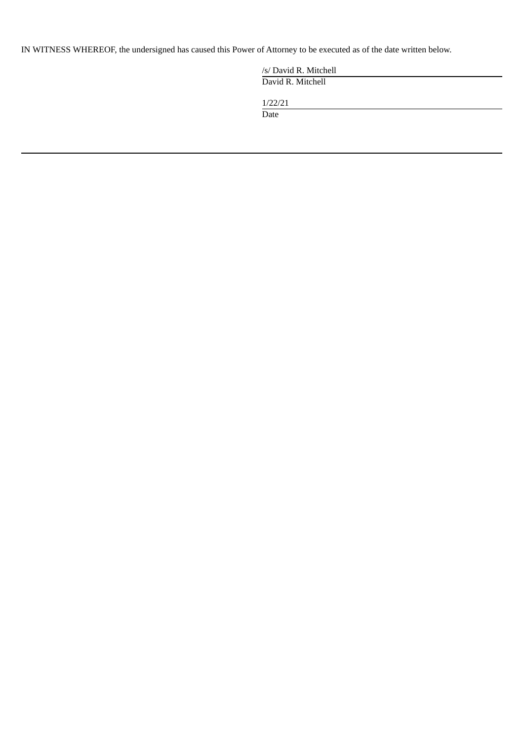IN WITNESS WHEREOF, the undersigned has caused this Power of Attorney to be executed as of the date written below.

/s/ David R. Mitchell

David R. Mitchell

1/22/21

Date